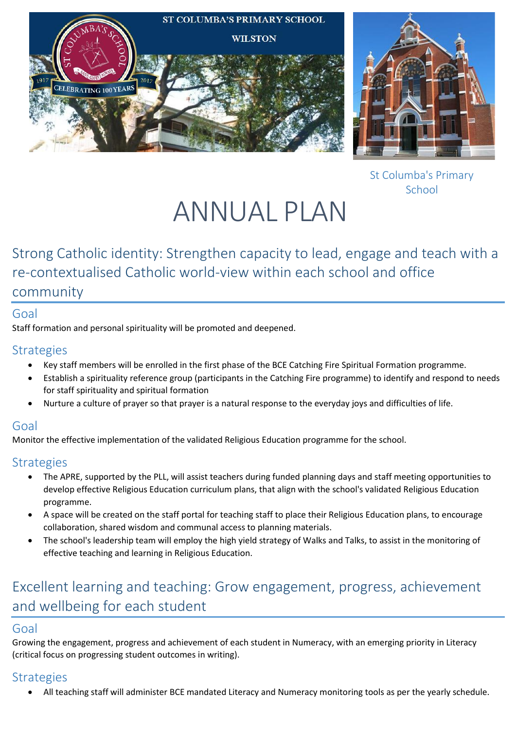ST COLUMBA'S PRIMARY SCHOOL

WILSTON

St Columba's Primary School

# ANNUAL PLAN

## Strong Catholic identity: Strengthen capacity to lead, engage and teach with a re-contextualised Catholic world-view within each school and office community

### Goal

Staff formation and personal spirituality will be promoted and deepened.

### Strategies

- Key staff members will be enrolled in the first phase of the BCE Catching Fire Spiritual Formation programme.
- Establish a spirituality reference group (participants in the Catching Fire programme) to identify and respond to needs for staff spirituality and spiritual formation
- Nurture a culture of prayer so that prayer is a natural response to the everyday joys and difficulties of life.

### Goal

Monitor the effective implementation of the validated Religious Education programme for the school.

### Strategies

- The APRE, supported by the PLL, will assist teachers during funded planning days and staff meeting opportunities to develop effective Religious Education curriculum plans, that align with the school's validated Religious Education programme.
- A space will be created on the staff portal for teaching staff to place their Religious Education plans, to encourage collaboration, shared wisdom and communal access to planning materials.
- The school's leadership team will employ the high yield strategy of Walks and Talks, to assist in the monitoring of effective teaching and learning in Religious Education.

## Excellent learning and teaching: Grow engagement, progress, achievement and wellbeing for each student

### Goal

Growing the engagement, progress and achievement of each student in Numeracy, with an emerging priority in Literacy (critical focus on progressing student outcomes in writing).

### Strategies

- All teaching staff will administer BCE mandated Literacy and Numeracy monitoring tools as per the yearly schedule.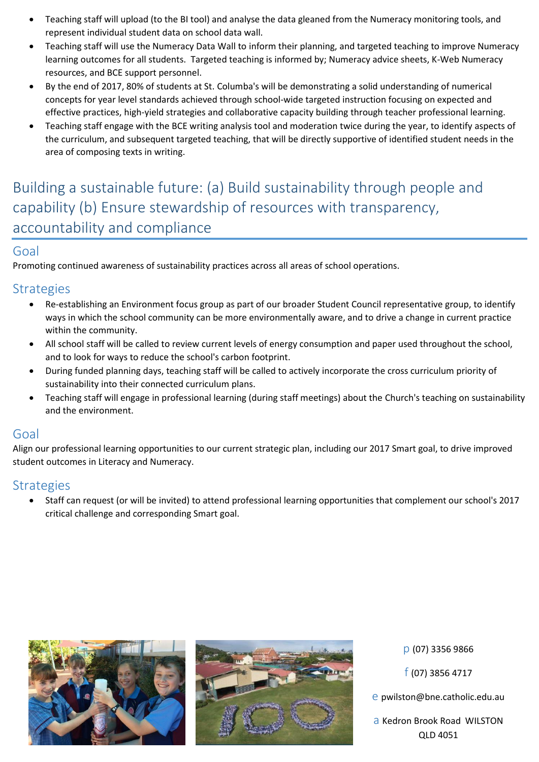- Teaching staff will upload (to the BI tool) and analyse the data gleaned from the Numeracy monitoring tools, and represent individual student data on school data wall.
- Teaching staff will use the Numeracy Data Wall to inform their planning, and targeted teaching to improve Numeracy learning outcomes for all students. Targeted teaching is informed by; Numeracy advice sheets, K-Web Numeracy resources, and BCE support personnel.
- By the end of 2017, 80% of students at St. Columba's will be demonstrating a solid understanding of numerical concepts for year level standards achieved through school-wide targeted instruction focusing on expected and effective practices, high-yield strategies and collaborative capacity building through teacher professional learning.
- Teaching staff engage with the BCE writing analysis tool and moderation twice during the year, to identify aspects of the curriculum, and subsequent targeted teaching, that will be directly supportive of identified student needs in the area of composing texts in writing.

## Building a sustainable future: (a) Build sustainability through people and capability (b) Ensure stewardship of resources with transparency, accountability and compliance

### Goal

Promoting continued awareness of sustainability practices across all areas of school operations.

### Strategies

- Re-establishing an Environment focus group as part of our broader Student Council representative group, to identify ways in which the school community can be more environmentally aware, and to drive a change in current practice within the community.
- All school staff will be called to review current levels of energy consumption and paper used throughout the school, and to look for ways to reduce the school's carbon footprint.
- During funded planning days, teaching staff will be called to actively incorporate the cross curriculum priority of sustainability into their connected curriculum plans.
- Teaching staff will engage in professional learning (during staff meetings) about the Church's teaching on sustainability and the environment.

### Goal

Align our professional learning opportunities to our current strategic plan, including our 2017 Smart goal, to drive improved student outcomes in Literacy and Numeracy.

### Strategies

- Staff can request (or will be invited) to attend professional learning opportunities that complement our school's 2017 critical challenge and corresponding Smart goal.

p (07) 3356 9866

f (07) 3856 4717

e pwilston@bne.catholic.edu.au

a Kedron Brook Road WILSTON QLD 4051